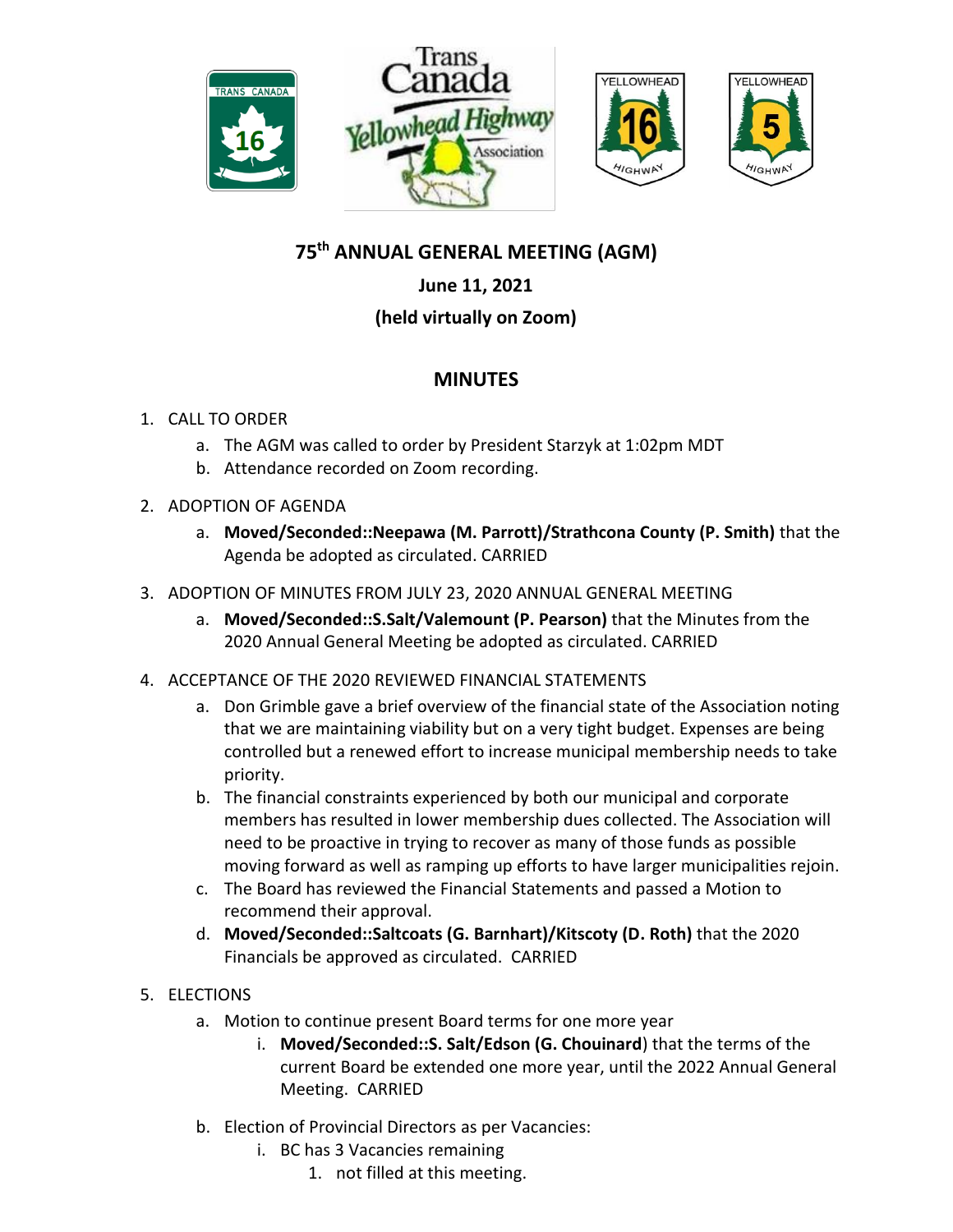# 75th ANNUAL GENERAL MEETING (AGM)

## June 11, 2021

## (held virtually on Zoom)

## MINUTES

1. CALL TO ORDER
   a. The AGM was called to order by President Starzyk at 1:02pm MDT
   b. Attendance recorded on Zoom recording.

2. ADOPTION OF AGENDA
   a. **Moved/Seconded::Neepawa (M. Parrott)/Strathcona County (P. Smith)** that the Agenda be adopted as circulated. CARRIED

3. ADOPTION OF MINUTES FROM JULY 23, 2020 ANNUAL GENERAL MEETING
   a. **Moved/Seconded::S.Salt/Valemount (P. Pearson)** that the Minutes from the 2020 Annual General Meeting be adopted as circulated. CARRIED

4. ACCEPTANCE OF THE 2020 REVIEWED FINANCIAL STATEMENTS
   a. Don Grimble gave a brief overview of the financial state of the Association noting that we are maintaining viability but on a very tight budget. Expenses are being controlled but a renewed effort to increase municipal membership needs to take priority.
   b. The financial constraints experienced by both our municipal and corporate members has resulted in lower membership dues collected. The Association will need to be proactive in trying to recover as many of those funds as possible moving forward as well as ramping up efforts to have larger municipalities rejoin.
   c. The Board has reviewed the Financial Statements and passed a Motion to recommend their approval.
   d. **Moved/Seconded::Saltcoats (G. Barnhart)/Kitscoty (D. Roth)** that the 2020 Financials be approved as circulated. CARRIED

5. ELECTIONS
   a. Motion to continue present Board terms for one more year
      i. **Moved/Seconded::S. Salt/Edson (G. Chouinard**) that the terms of the current Board be extended one more year, until the 2022 Annual General Meeting. CARRIED

   b. Election of Provincial Directors as per Vacancies:
      i. BC has 3 Vacancies remaining
         1. not filled at this meeting.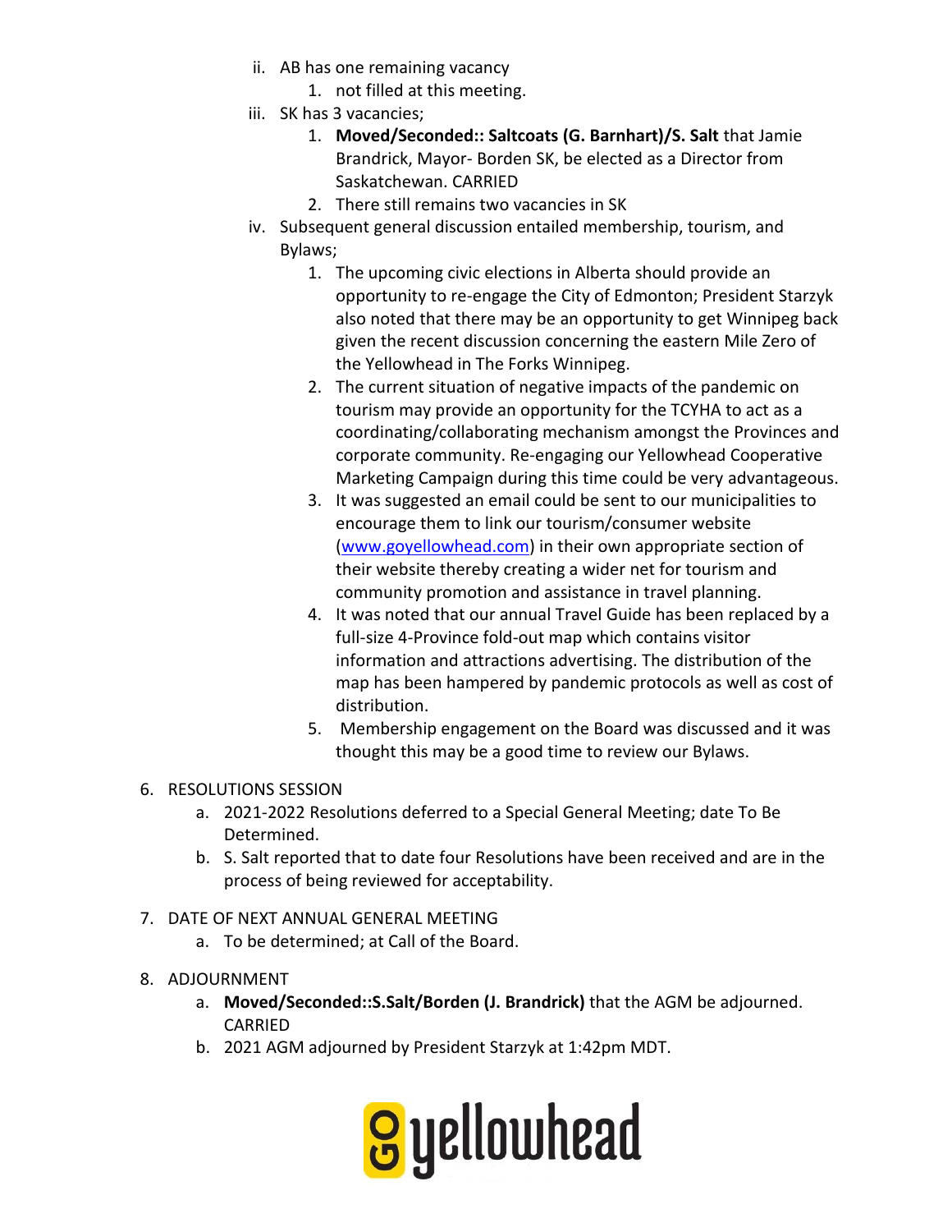ii. AB has one remaining vacancy
      1. not filled at this meeting.
   iii. SK has 3 vacancies;
      1. **Moved/Seconded:: Saltcoats (G. Barnhart)/S. Salt** that Jamie Brandrick, Mayor- Borden SK, be elected as a Director from Saskatchewan. CARRIED
      2. There still remains two vacancies in SK
   iv. Subsequent general discussion entailed membership, tourism, and Bylaws;
      1. The upcoming civic elections in Alberta should provide an opportunity to re-engage the City of Edmonton; President Starzyk also noted that there may be an opportunity to get Winnipeg back given the recent discussion concerning the eastern Mile Zero of the Yellowhead in The Forks Winnipeg.
      2. The current situation of negative impacts of the pandemic on tourism may provide an opportunity for the TCYHA to act as a coordinating/collaborating mechanism amongst the Provinces and corporate community. Re-engaging our Yellowhead Cooperative Marketing Campaign during this time could be very advantageous.
      3. It was suggested an email could be sent to our municipalities to encourage them to link our tourism/consumer website (www.goyellowhead.com) in their own appropriate section of their website thereby creating a wider net for tourism and community promotion and assistance in travel planning.
      4. It was noted that our annual Travel Guide has been replaced by a full-size 4-Province fold-out map which contains visitor information and attractions advertising. The distribution of the map has been hampered by pandemic protocols as well as cost of distribution.
      5. Membership engagement on the Board was discussed and it was thought this may be a good time to review our Bylaws.

6. RESOLUTIONS SESSION
   a. 2021-2022 Resolutions deferred to a Special General Meeting; date To Be Determined.
   b. S. Salt reported that to date four Resolutions have been received and are in the process of being reviewed for acceptability.

7. DATE OF NEXT ANNUAL GENERAL MEETING
   a. To be determined; at Call of the Board.

8. ADJOURNMENT
   a. **Moved/Seconded::S.Salt/Borden (J. Brandrick)** that the AGM be adjourned. CARRIED
   b. 2021 AGM adjourned by President Starzyk at 1:42pm MDT.

GO yellowhead